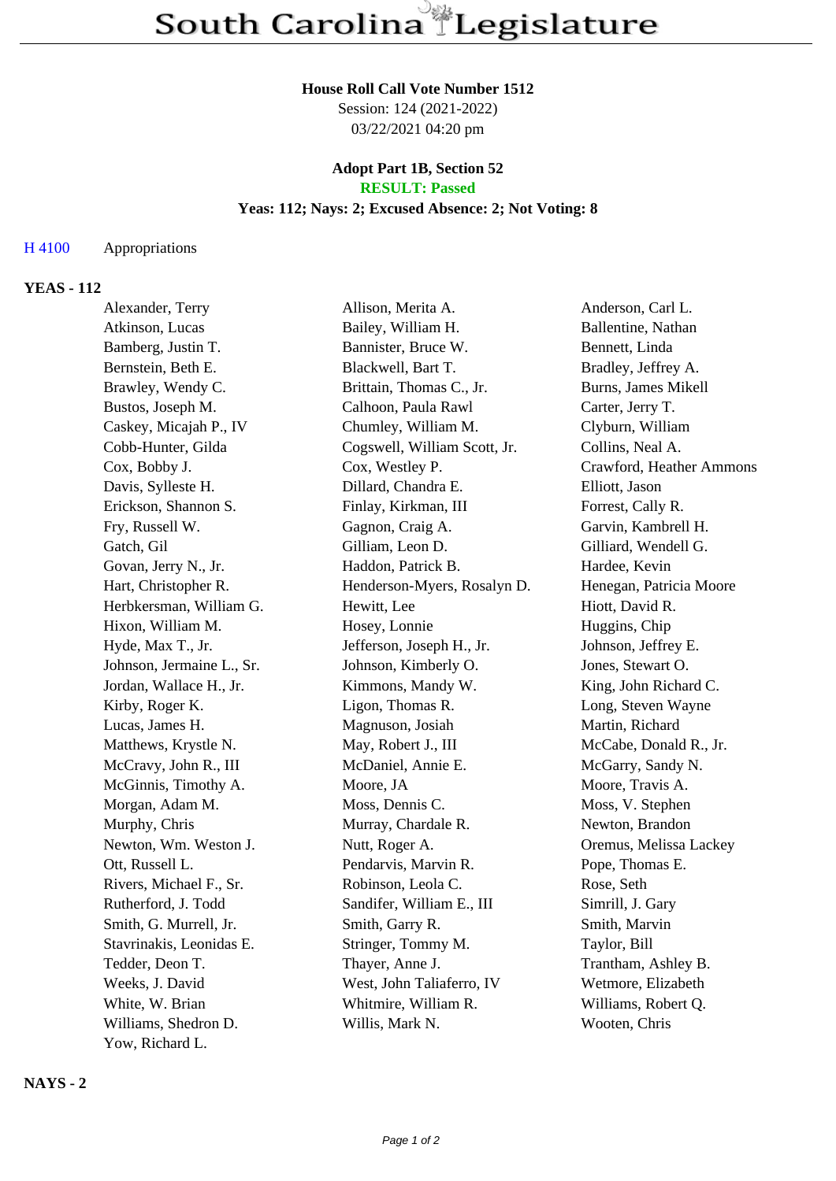# South Carolina Legislature

**House Roll Call Vote Number 1512**
Session: 124 (2021-2022)
03/22/2021 04:20 pm

**Adopt Part 1B, Section 52**
**RESULT: Passed**
**Yeas: 112; Nays: 2; Excused Absence: 2; Not Voting: 8**

H 4100 Appropriations

## YEAS - 112

| | | |
|---|---|---|
| Alexander, Terry | Allison, Merita A. | Anderson, Carl L. |
| Atkinson, Lucas | Bailey, William H. | Ballentine, Nathan |
| Bamberg, Justin T. | Bannister, Bruce W. | Bennett, Linda |
| Bernstein, Beth E. | Blackwell, Bart T. | Bradley, Jeffrey A. |
| Brawley, Wendy C. | Brittain, Thomas C., Jr. | Burns, James Mikell |
| Bustos, Joseph M. | Calhoon, Paula Rawl | Carter, Jerry T. |
| Caskey, Micajah P., IV | Chumley, William M. | Clyburn, William |
| Cobb-Hunter, Gilda | Cogswell, William Scott, Jr. | Collins, Neal A. |
| Cox, Bobby J. | Cox, Westley P. | Crawford, Heather Ammons |
| Davis, Sylleste H. | Dillard, Chandra E. | Elliott, Jason |
| Erickson, Shannon S. | Finlay, Kirkman, III | Forrest, Cally R. |
| Fry, Russell W. | Gagnon, Craig A. | Garvin, Kambrell H. |
| Gatch, Gil | Gilliam, Leon D. | Gilliard, Wendell G. |
| Govan, Jerry N., Jr. | Haddon, Patrick B. | Hardee, Kevin |
| Hart, Christopher R. | Henderson-Myers, Rosalyn D. | Henegan, Patricia Moore |
| Herbkersman, William G. | Hewitt, Lee | Hiott, David R. |
| Hixon, William M. | Hosey, Lonnie | Huggins, Chip |
| Hyde, Max T., Jr. | Jefferson, Joseph H., Jr. | Johnson, Jeffrey E. |
| Johnson, Jermaine L., Sr. | Johnson, Kimberly O. | Jones, Stewart O. |
| Jordan, Wallace H., Jr. | Kimmons, Mandy W. | King, John Richard C. |
| Kirby, Roger K. | Ligon, Thomas R. | Long, Steven Wayne |
| Lucas, James H. | Magnuson, Josiah | Martin, Richard |
| Matthews, Krystle N. | May, Robert J., III | McCabe, Donald R., Jr. |
| McCravy, John R., III | McDaniel, Annie E. | McGarry, Sandy N. |
| McGinnis, Timothy A. | Moore, JA | Moore, Travis A. |
| Morgan, Adam M. | Moss, Dennis C. | Moss, V. Stephen |
| Murphy, Chris | Murray, Chardale R. | Newton, Brandon |
| Newton, Wm. Weston J. | Nutt, Roger A. | Oremus, Melissa Lackey |
| Ott, Russell L. | Pendarvis, Marvin R. | Pope, Thomas E. |
| Rivers, Michael F., Sr. | Robinson, Leola C. | Rose, Seth |
| Rutherford, J. Todd | Sandifer, William E., III | Simrill, J. Gary |
| Smith, G. Murrell, Jr. | Smith, Garry R. | Smith, Marvin |
| Stavrinakis, Leonidas E. | Stringer, Tommy M. | Taylor, Bill |
| Tedder, Deon T. | Thayer, Anne J. | Trantham, Ashley B. |
| Weeks, J. David | West, John Taliaferro, IV | Wetmore, Elizabeth |
| White, W. Brian | Whitmire, William R. | Williams, Robert Q. |
| Williams, Shedron D. | Willis, Mark N. | Wooten, Chris |
| Yow, Richard L. | | |

## NAYS - 2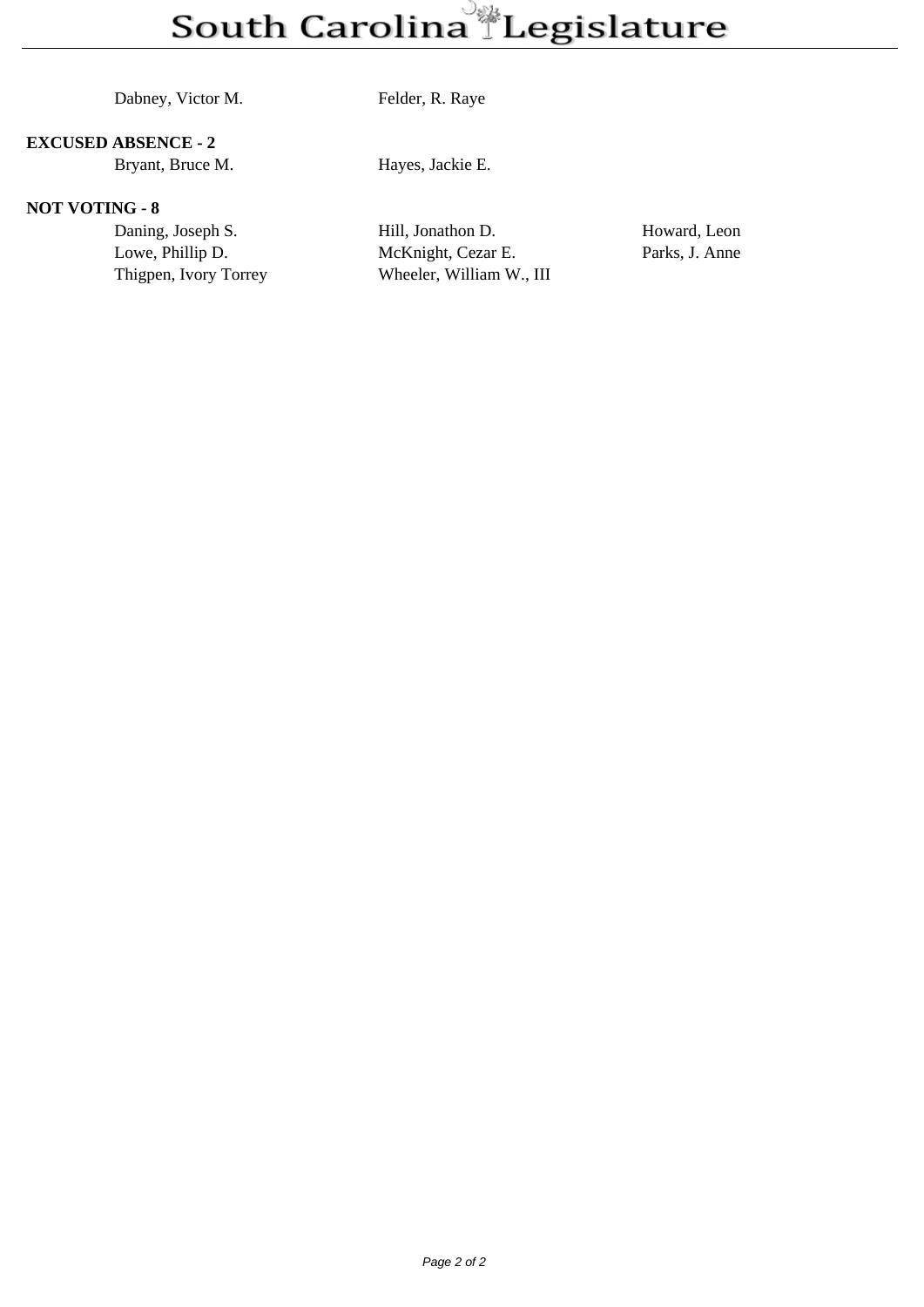| | |
|---|---|
| Dabney, Victor M. | Felder, R. Raye |

**EXCUSED ABSENCE - 2**

| | |
|---|---|
| Bryant, Bruce M. | Hayes, Jackie E. |

**NOT VOTING - 8**

| | | |
|---|---|---|
| Daning, Joseph S. | Hill, Jonathon D. | Howard, Leon |
| Lowe, Phillip D. | McKnight, Cezar E. | Parks, J. Anne |
| Thigpen, Ivory Torrey | Wheeler, William W., III | |